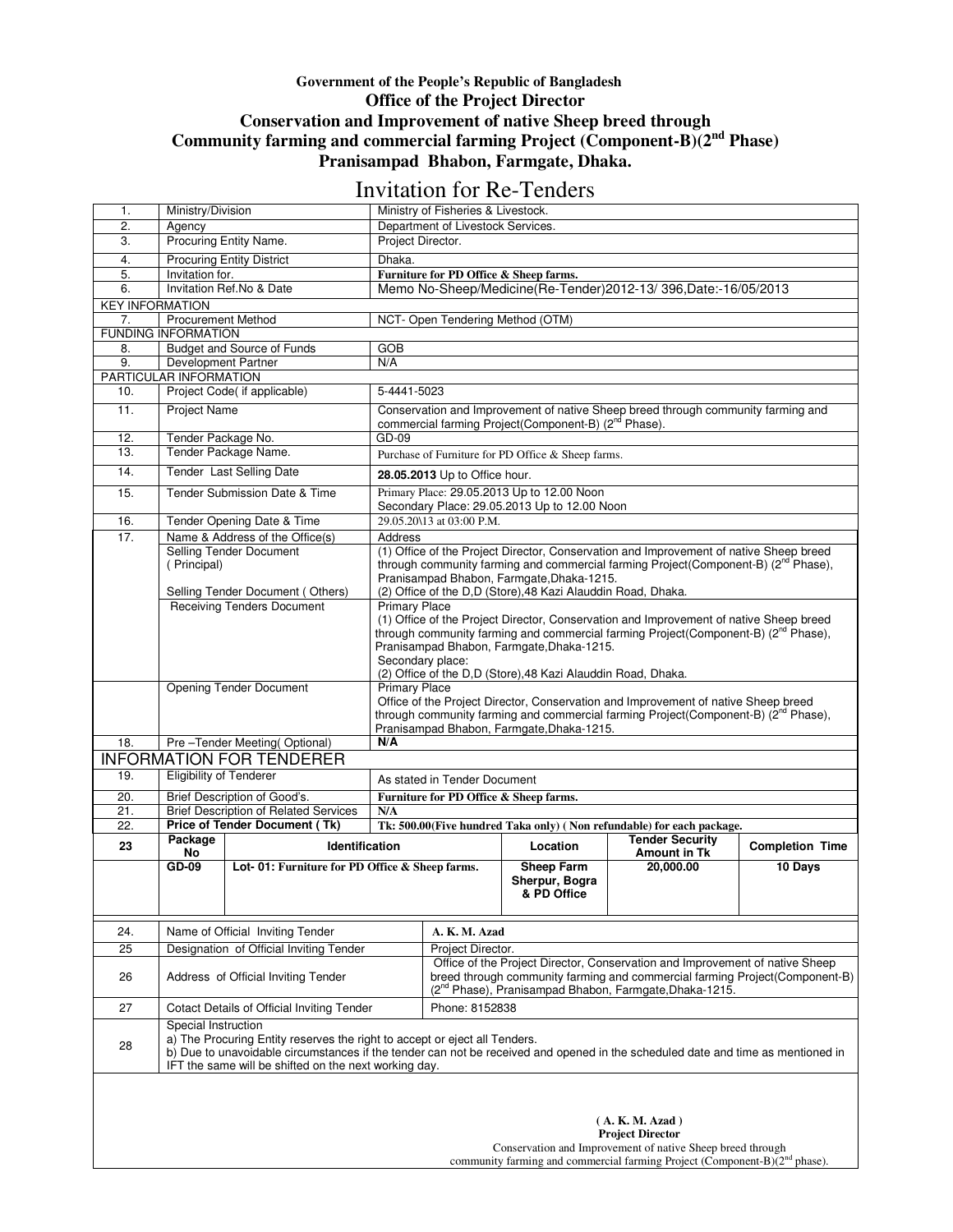**Government of the People's Republic of Bangladesh**
**Office of the Project Director**
**Conservation and Improvement of native Sheep breed through Community farming and commercial farming Project (Component-B)(2nd Phase)**
**Pranisampad Bhabon, Farmgate, Dhaka.**

# Invitation for Re-Tenders

| | | | | | | |
|---|---|---|---|---|---|---|
| 1. | Ministry/Division | | Ministry of Fisheries & Livestock. | | | |
| 2. | Agency | | Department of Livestock Services. | | | |
| 3. | Procuring Entity Name. | | Project Director. | | | |
| 4. | Procuring Entity District | | Dhaka. | | | |
| 5. | Invitation for. | | **Furniture for PD Office & Sheep farms.** | | | |
| 6. | Invitation Ref.No & Date | | Memo No-Sheep/Medicine(Re-Tender)2012-13/ 396,Date:-16/05/2013 | | | |
| KEY INFORMATION | | | | | | |
| 7. | Procurement Method | | NCT- Open Tendering Method (OTM) | | | |
| FUNDING INFORMATION | | | | | | |
| 8. | Budget and Source of Funds | | GOB | | | |
| 9. | Development Partner | | N/A | | | |
| PARTICULAR INFORMATION | | | | | | |
| 10. | Project Code( if applicable) | | 5-4441-5023 | | | |
| 11. | Project Name | | Conservation and Improvement of native Sheep breed through community farming and commercial farming Project(Component-B) (2nd Phase). | | | |
| 12. | Tender Package No. | | GD-09 | | | |
| 13. | Tender Package Name. | | Purchase of Furniture for PD Office & Sheep farms. | | | |
| 14. | Tender Last Selling Date | | **28.05.2013** Up to Office hour. | | | |
| 15. | Tender Submission Date & Time | | Primary Place: 29.05.2013 Up to 12.00 Noon<br>Secondary Place: 29.05.2013 Up to 12.00 Noon | | | |
| 16. | Tender Opening Date & Time | | 29.05.20\13 at 03:00 P.M. | | | |
| 17. | Name & Address of the Office(s) | | Address | | | |
| | Selling Tender Document (Principal)<br><br>Selling Tender Document ( Others) | | (1) Office of the Project Director, Conservation and Improvement of native Sheep breed through community farming and commercial farming Project(Component-B) (2nd Phase), Pranisampad Bhabon, Farmgate,Dhaka-1215.<br>(2) Office of the D,D (Store),48 Kazi Alauddin Road, Dhaka. | | | |
| | Receiving Tenders Document | | Primary Place<br>(1) Office of the Project Director, Conservation and Improvement of native Sheep breed through community farming and commercial farming Project(Component-B) (2nd Phase), Pranisampad Bhabon, Farmgate,Dhaka-1215.<br>Secondary place:<br>(2) Office of the D,D (Store),48 Kazi Alauddin Road, Dhaka. | | | |
| | Opening Tender Document | | Primary Place<br>Office of the Project Director, Conservation and Improvement of native Sheep breed through community farming and commercial farming Project(Component-B) (2nd Phase), Pranisampad Bhabon, Farmgate,Dhaka-1215. | | | |
| 18. | Pre –Tender Meeting( Optional) | | **N/A** | | | |
| INFORMATION FOR TENDERER | | | | | | |
| 19. | Eligibility of Tenderer | | As stated in Tender Document | | | |
| 20. | Brief Description of Good's. | | **Furniture for PD Office & Sheep farms.** | | | |
| 21. | Brief Description of Related Services | | **N/A** | | | |
| 22. | **Price of Tender Document ( Tk)** | | **Tk: 500.00(Five hundred Taka only) ( Non refundable) for each package.** | | | |
| **23** | **Package No** | **Identification** | | **Location** | **Tender Security Amount in Tk** | **Completion Time** |
| | **GD-09** | **Lot- 01: Furniture for PD Office & Sheep farms.** | | **Sheep Farm Sherpur, Bogra & PD Office** | **20,000.00** | **10 Days** |
| 24. | Name of Official Inviting Tender | | **A. K. M. Azad** | | | |
| 25 | Designation of Official Inviting Tender | | Project Director. | | | |
| 26 | Address of Official Inviting Tender | | Office of the Project Director, Conservation and Improvement of native Sheep breed through community farming and commercial farming Project(Component-B) (2nd Phase), Pranisampad Bhabon, Farmgate,Dhaka-1215. | | | |
| 27 | Cotact Details of Official Inviting Tender | | Phone: 8152838 | | | |
| 28 | Special Instruction<br>a) The Procuring Entity reserves the right to accept or eject all Tenders.<br>b) Due to unavoidable circumstances if the tender can not be received and opened in the scheduled date and time as mentioned in IFT the same will be shifted on the next working day. | | | | | |

**( A. K. M. Azad )**
**Project Director**
Conservation and Improvement of native Sheep breed through community farming and commercial farming Project (Component-B)(2nd phase).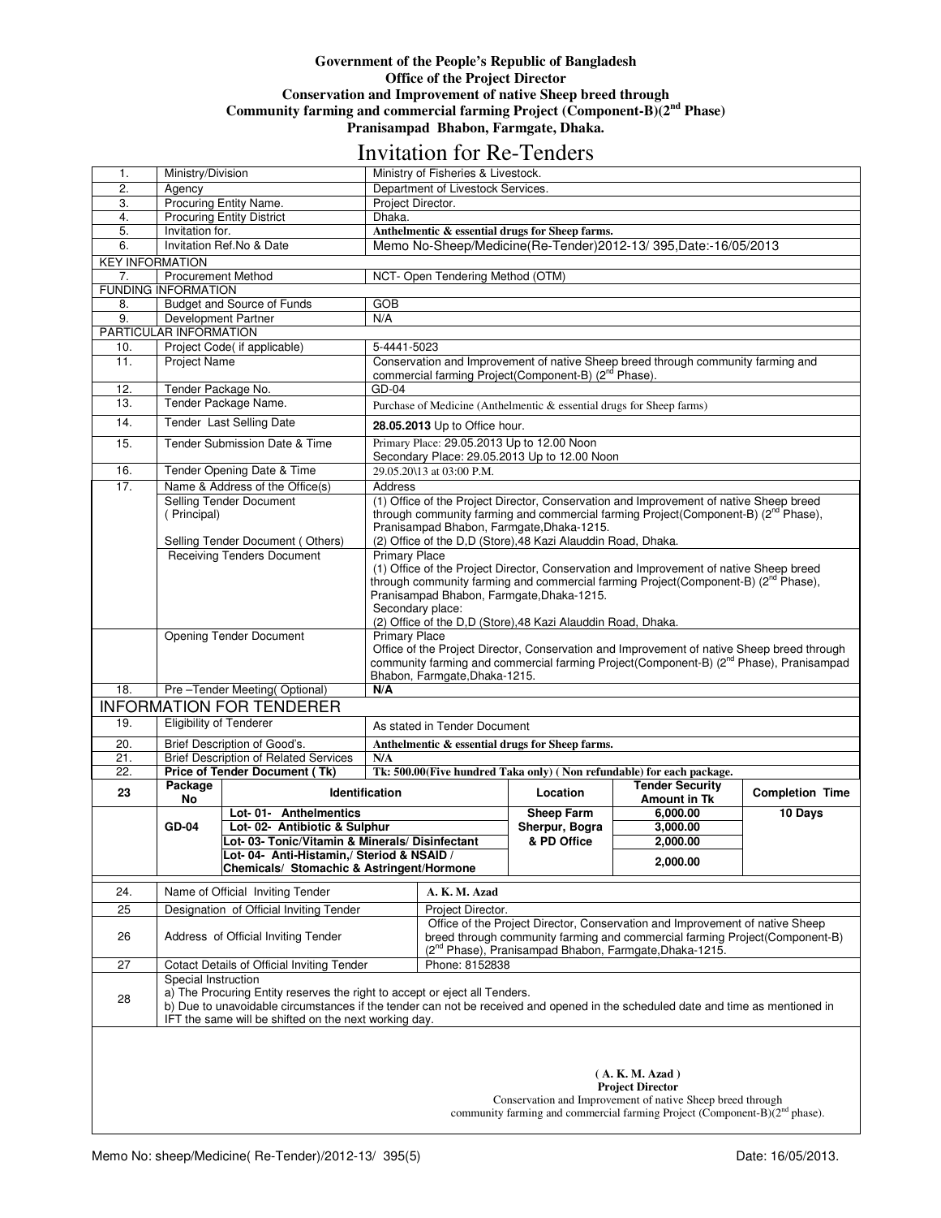**Government of the People's Republic of Bangladesh**
**Office of the Project Director**
**Conservation and Improvement of native Sheep breed through**
**Community farming and commercial farming Project (Component-B)(2nd Phase)**
**Pranisampad Bhabon, Farmgate, Dhaka.**

# Invitation for Re-Tenders

| | | |
|---|---|---|
| 1. | Ministry/Division | Ministry of Fisheries & Livestock. |
| 2. | Agency | Department of Livestock Services. |
| 3. | Procuring Entity Name. | Project Director. |
| 4. | Procuring Entity District | Dhaka. |
| 5. | Invitation for. | **Anthelmentic & essential drugs for Sheep farms.** |
| 6. | Invitation Ref.No & Date | Memo No-Sheep/Medicine(Re-Tender)2012-13/ 395,Date:-16/05/2013 |
| KEY INFORMATION | | |
| 7. | Procurement Method | NCT- Open Tendering Method (OTM) |
| FUNDING INFORMATION | | |
| 8. | Budget and Source of Funds | GOB |
| 9. | Development Partner | N/A |
| PARTICULAR INFORMATION | | |
| 10. | Project Code( if applicable) | 5-4441-5023 |
| 11. | Project Name | Conservation and Improvement of native Sheep breed through community farming and commercial farming Project(Component-B) (2nd Phase). |
| 12. | Tender Package No. | GD-04 |
| 13. | Tender Package Name. | Purchase of Medicine (Anthelmentic & essential drugs for Sheep farms) |
| 14. | Tender Last Selling Date | **28.05.2013** Up to Office hour. |
| 15. | Tender Submission Date & Time | Primary Place: 29.05.2013 Up to 12.00 Noon<br>Secondary Place: 29.05.2013 Up to 12.00 Noon |
| 16. | Tender Opening Date & Time | 29.05.20\13 at 03:00 P.M. |
| 17. | Name & Address of the Office(s) | Address |
| | Selling Tender Document ( Principal)<br><br>Selling Tender Document ( Others) | (1) Office of the Project Director, Conservation and Improvement of native Sheep breed through community farming and commercial farming Project(Component-B) (2nd Phase), Pranisampad Bhabon, Farmgate,Dhaka-1215.<br>(2) Office of the D,D (Store),48 Kazi Alauddin Road, Dhaka. |
| | Receiving Tenders Document | Primary Place<br>(1) Office of the Project Director, Conservation and Improvement of native Sheep breed through community farming and commercial farming Project(Component-B) (2nd Phase), Pranisampad Bhabon, Farmgate,Dhaka-1215.<br>Secondary place:<br>(2) Office of the D,D (Store),48 Kazi Alauddin Road, Dhaka. |
| | Opening Tender Document | Primary Place<br>Office of the Project Director, Conservation and Improvement of native Sheep breed through community farming and commercial farming Project(Component-B) (2nd Phase), Pranisampad Bhabon, Farmgate,Dhaka-1215. |
| 18. | Pre –Tender Meeting( Optional) | **N/A** |
| INFORMATION FOR TENDERER | | |
| 19. | Eligibility of Tenderer | As stated in Tender Document |
| 20. | Brief Description of Good's. | **Anthelmentic & essential drugs for Sheep farms.** |
| 21. | Brief Description of Related Services | **N/A** |
| 22. | **Price of Tender Document ( Tk)** | **Tk: 500.00(Five hundred Taka only) ( Non refundable) for each package.** |

| 23 | Package No | Identification | Location | Tender Security Amount in Tk | Completion Time |
|---|---|---|---|---|---|
| | GD-04 | **Lot- 01- Anthelmentics** | **Sheep Farm Sherpur, Bogra & PD Office** | **6,000.00** | **10 Days** |
| | | **Lot- 02- Antibiotic & Sulphur** | | **3,000.00** | |
| | | **Lot- 03- Tonic/Vitamin & Minerals/ Disinfectant** | | **2,000.00** | |
| | | **Lot- 04- Anti-Histamin,/ Steriod & NSAID / Chemicals/ Stomachic & Astringent/Hormone** | | **2,000.00** | |

| | | |
|---|---|---|
| 24. | Name of Official Inviting Tender | **A. K. M. Azad** |
| 25 | Designation of Official Inviting Tender | Project Director. |
| 26 | Address of Official Inviting Tender | Office of the Project Director, Conservation and Improvement of native Sheep breed through community farming and commercial farming Project(Component-B) (2nd Phase), Pranisampad Bhabon, Farmgate,Dhaka-1215. |
| 27 | Cotact Details of Official Inviting Tender | Phone: 8152838 |
| 28 | Special Instruction<br>a) The Procuring Entity reserves the right to accept or eject all Tenders.<br>b) Due to unavoidable circumstances if the tender can not be received and opened in the scheduled date and time as mentioned in IFT the same will be shifted on the next working day. | |

**( A. K. M. Azad )**
**Project Director**
Conservation and Improvement of native Sheep breed through
community farming and commercial farming Project (Component-B)(2nd phase).

Memo No: sheep/Medicine( Re-Tender)/2012-13/ 395(5) Date: 16/05/2013.